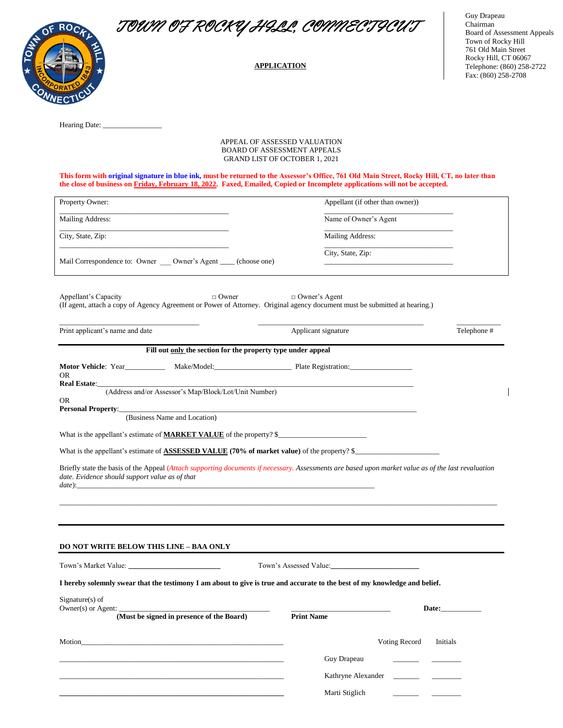# TOWN OF ROCKY HILL, CONNECTICUT

**APPLICATION**

Guy Drapeau
Chairman
Board of Assessment Appeals
Town of Rocky Hill
761 Old Main Street
Rocky Hill, CT 06067
Telephone: (860) 258-2722
Fax: (860) 258-2708

Hearing Date: _______________

APPEAL OF ASSESSED VALUATION
BOARD OF ASSESSMENT APPEALS
GRAND LIST OF OCTOBER 1, 2021

**This form with original signature in blue ink, must be returned to the Assessor's Office, 761 Old Main Street, Rocky Hill, CT, no later than the close of business on Friday, February 18, 2022. Faxed, Emailed, Copied or Incomplete applications will not be accepted.**

| | |
|---|---|
| Property Owner: ________________________________ | Appellant (if other than owner)) ________________________________ |
| Mailing Address: ________________________________ | Name of Owner's Agent ________________________________ |
| City, State, Zip: ________________________________ | Mailing Address: ________________________________ |
| Mail Correspondence to: Owner ___ Owner's Agent ____ (choose one) | City, State, Zip: ________________________________ |

Appellant's Capacity □ Owner □ Owner's Agent
(If agent, attach a copy of Agency Agreement or Power of Attorney. Original agency document must be submitted at hearing.)

________________________________ ________________________________ __________
Print applicant's name and date Applicant signature Telephone #

**Fill out only the section for the property type under appeal**

**Motor Vehicle**: Year__________ Make/Model:____________________ Plate Registration:________________
OR
**Real Estate**:________________________________________________________________________
(Address and/or Assessor's Map/Block/Lot/Unit Number)
OR
**Personal Property**:____________________________________________________________________
(Business Name and Location)

What is the appellant's estimate of **MARKET VALUE** of the property? $_______________________

What is the appellant's estimate of **ASSESSED VALUE (70% of market value)** of the property? $______________________

Briefly state the basis of the Appeal (*Attach supporting documents if necessary. Assessments are based upon market value as of the last revaluation date. Evidence should support value as of that date*):____________________________________________________________________________

______________________________________________________________________________________________

**DO NOT WRITE BELOW THIS LINE – BAA ONLY**

Town's Market Value: ________________________ Town's Assessed Value:________________________

**I hereby solemnly swear that the testimony I am about to give is true and accurate to the best of my knowledge and belief.**

Signature(s) of
Owner(s) or Agent: ________________________________ ________________________ **Date:**__________
**(Must be signed in presence of the Board)** **Print Name**

Motion_______________________________________________

| | Voting Record | Initials |
|---|---|---|
| Guy Drapeau | ______ | _______ |
| Kathryne Alexander | ______ | _______ |
| Marti Stiglich | ______ | _______ |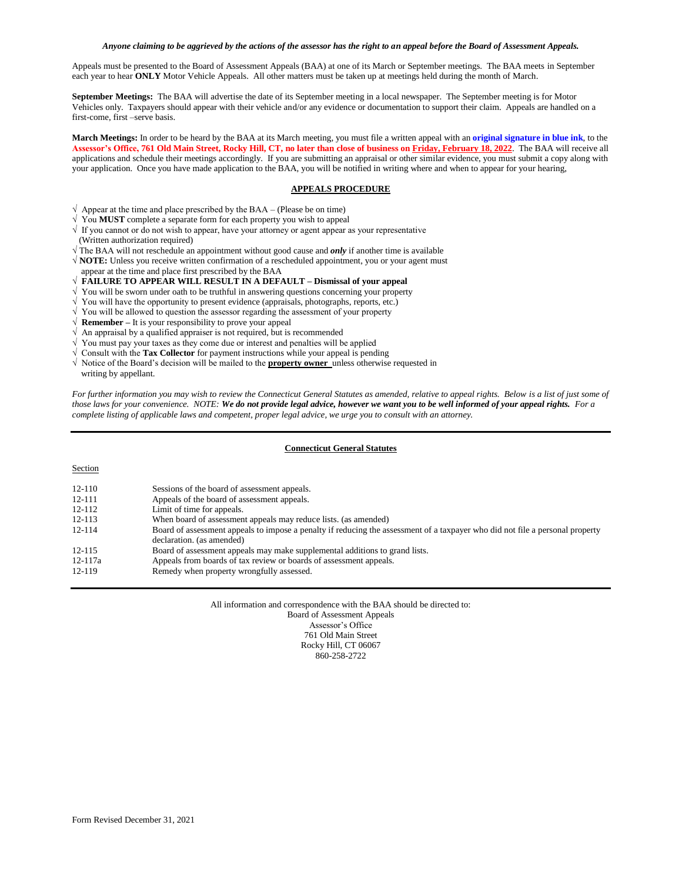***Anyone claiming to be aggrieved by the actions of the assessor has the right to an appeal before the Board of Assessment Appeals.***

Appeals must be presented to the Board of Assessment Appeals (BAA) at one of its March or September meetings. The BAA meets in September each year to hear **ONLY** Motor Vehicle Appeals. All other matters must be taken up at meetings held during the month of March.

**September Meetings:** The BAA will advertise the date of its September meeting in a local newspaper. The September meeting is for Motor Vehicles only. Taxpayers should appear with their vehicle and/or any evidence or documentation to support their claim. Appeals are handled on a first-come, first –serve basis.

**March Meetings:** In order to be heard by the BAA at its March meeting, you must file a written appeal with an **original signature in blue ink**, to the **Assessor's Office, 761 Old Main Street, Rocky Hill, CT, no later than close of business on Friday, February 18, 2022**. The BAA will receive all applications and schedule their meetings accordingly. If you are submitting an appraisal or other similar evidence, you must submit a copy along with your application. Once you have made application to the BAA, you will be notified in writing where and when to appear for your hearing,

## APPEALS PROCEDURE

- √ Appear at the time and place prescribed by the BAA – (Please be on time)
- √ You **MUST** complete a separate form for each property you wish to appeal
- √ If you cannot or do not wish to appear, have your attorney or agent appear as your representative (Written authorization required)
- √ The BAA will not reschedule an appointment without good cause and ***only*** if another time is available
- √ **NOTE:** Unless you receive written confirmation of a rescheduled appointment, you or your agent must appear at the time and place first prescribed by the BAA
- √ **FAILURE TO APPEAR WILL RESULT IN A DEFAULT – Dismissal of your appeal**
- √ You will be sworn under oath to be truthful in answering questions concerning your property
- √ You will have the opportunity to present evidence (appraisals, photographs, reports, etc.)
- √ You will be allowed to question the assessor regarding the assessment of your property
- √ **Remember –** It is your responsibility to prove your appeal
- √ An appraisal by a qualified appraiser is not required, but is recommended
- √ You must pay your taxes as they come due or interest and penalties will be applied
- √ Consult with the **Tax Collector** for payment instructions while your appeal is pending
- √ Notice of the Board's decision will be mailed to the **property owner** unless otherwise requested in writing by appellant.

*For further information you may wish to review the Connecticut General Statutes as amended, relative to appeal rights. Below is a list of just some of those laws for your convenience. NOTE:* ***We do not provide legal advice, however we want you to be well informed of your appeal rights.*** *For a complete listing of applicable laws and competent, proper legal advice, we urge you to consult with an attorney.*

---

## Connecticut General Statutes

| Section | |
|---|---|
| 12-110 | Sessions of the board of assessment appeals. |
| 12-111 | Appeals of the board of assessment appeals. |
| 12-112 | Limit of time for appeals. |
| 12-113 | When board of assessment appeals may reduce lists. (as amended) |
| 12-114 | Board of assessment appeals to impose a penalty if reducing the assessment of a taxpayer who did not file a personal property declaration. (as amended) |
| 12-115 | Board of assessment appeals may make supplemental additions to grand lists. |
| 12-117a | Appeals from boards of tax review or boards of assessment appeals. |
| 12-119 | Remedy when property wrongfully assessed. |

---

All information and correspondence with the BAA should be directed to:
Board of Assessment Appeals
Assessor's Office
761 Old Main Street
Rocky Hill, CT 06067
860-258-2722

Form Revised December 31, 2021